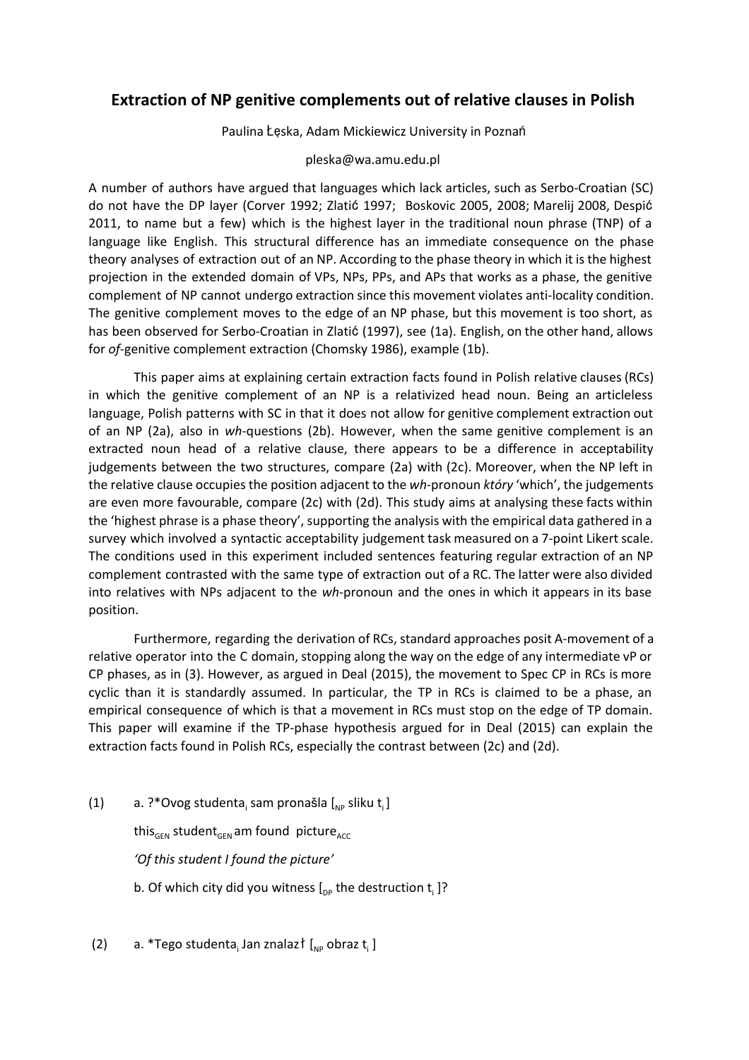# Extraction of NP genitive complements out of relative clauses in Polish

Paulina Łęska, Adam Mickiewicz University in Poznań

pleska@wa.amu.edu.pl

A number of authors have argued that languages which lack articles, such as Serbo-Croatian (SC) do not have the DP layer (Corver 1992; Zlatić 1997; Boskovic 2005, 2008; Marelij 2008, Despić 2011, to name but a few) which is the highest layer in the traditional noun phrase (TNP) of a language like English. This structural difference has an immediate consequence on the phase theory analyses of extraction out of an NP. According to the phase theory in which it is the highest projection in the extended domain of VPs, NPs, PPs, and APs that works as a phase, the genitive complement of NP cannot undergo extraction since this movement violates anti-locality condition. The genitive complement moves to the edge of an NP phase, but this movement is too short, as has been observed for Serbo-Croatian in Zlatić (1997), see (1a). English, on the other hand, allows for *of*-genitive complement extraction (Chomsky 1986), example (1b).

This paper aims at explaining certain extraction facts found in Polish relative clauses (RCs) in which the genitive complement of an NP is a relativized head noun. Being an articleless language, Polish patterns with SC in that it does not allow for genitive complement extraction out of an NP (2a), also in *wh*-questions (2b). However, when the same genitive complement is an extracted noun head of a relative clause, there appears to be a difference in acceptability judgements between the two structures, compare (2a) with (2c). Moreover, when the NP left in the relative clause occupies the position adjacent to the *wh*-pronoun *który* 'which', the judgements are even more favourable, compare (2c) with (2d). This study aims at analysing these facts within the 'highest phrase is a phase theory', supporting the analysis with the empirical data gathered in a survey which involved a syntactic acceptability judgement task measured on a 7-point Likert scale. The conditions used in this experiment included sentences featuring regular extraction of an NP complement contrasted with the same type of extraction out of a RC. The latter were also divided into relatives with NPs adjacent to the *wh*-pronoun and the ones in which it appears in its base position.

Furthermore, regarding the derivation of RCs, standard approaches posit A-movement of a relative operator into the C domain, stopping along the way on the edge of any intermediate vP or CP phases, as in (3). However, as argued in Deal (2015), the movement to Spec CP in RCs is more cyclic than it is standardly assumed. In particular, the TP in RCs is claimed to be a phase, an empirical consequence of which is that a movement in RCs must stop on the edge of TP domain. This paper will examine if the TP-phase hypothesis argued for in Deal (2015) can explain the extraction facts found in Polish RCs, especially the contrast between (2c) and (2d).

(1) a. ?*Ovog studenta$_i$ sam pronašla [$_{NP}$ sliku t$_i$ ]

this$_{GEN}$ student$_{GEN}$ am found picture$_{ACC}$

*'Of this student I found the picture'*

b. Of which city did you witness [$_{DP}$ the destruction t$_i$ ]?

(2) a. *Tego studenta$_i$ Jan znalazł [$_{NP}$ obraz t$_i$ ]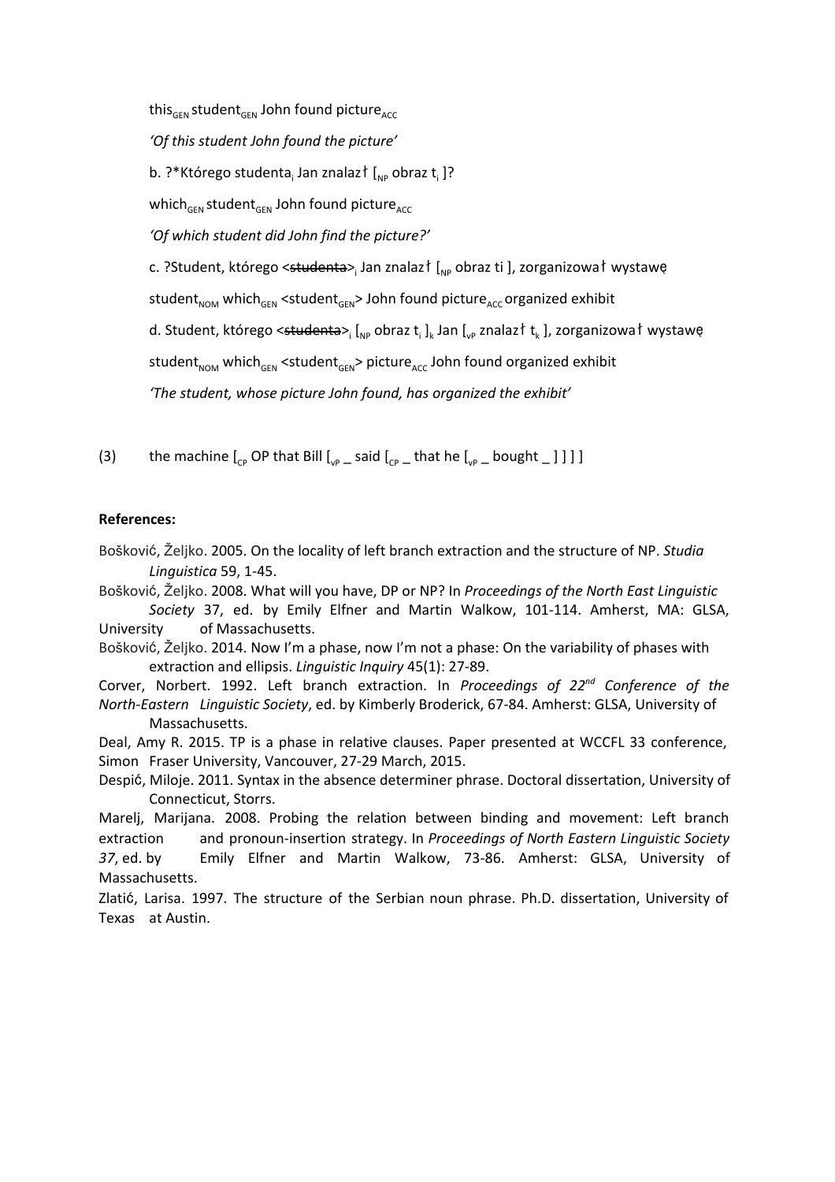this$_{GEN}$ student$_{GEN}$ John found picture$_{ACC}$

*'Of this student John found the picture'*

b. ?*Którego studenta$_i$ Jan znalazł [$_{NP}$ obraz t$_i$ ]?

which$_{GEN}$ student$_{GEN}$ John found picture$_{ACC}$

*'Of which student did John find the picture?'*

c. ?Student, którego <~~studenta~~>$_i$ Jan znalazł [$_{NP}$ obraz ti ], zorganizował wystawę

student$_{NOM}$ which$_{GEN}$ <student$_{GEN}$> John found picture$_{ACC}$ organized exhibit

d. Student, którego <~~studenta~~>$_i$ [$_{NP}$ obraz t$_i$ ]$_k$ Jan [$_{vP}$ znalazł t$_k$ ], zorganizował wystawę

student$_{NOM}$ which$_{GEN}$ <student$_{GEN}$> picture$_{ACC}$ John found organized exhibit

*'The student, whose picture John found, has organized the exhibit'*

(3) the machine [$_{CP}$ OP that Bill [$_{vP}$ _ said [$_{CP}$ _ that he [$_{vP}$ _ bought _ ] ] ] ]

**References:**

Bošković, Željko. 2005. On the locality of left branch extraction and the structure of NP. *Studia Linguistica* 59, 1-45.

Bošković, Željko. 2008. What will you have, DP or NP? In *Proceedings of the North East Linguistic Society* 37, ed. by Emily Elfner and Martin Walkow, 101-114. Amherst, MA: GLSA, University of Massachusetts.

Bošković, Željko. 2014. Now I'm a phase, now I'm not a phase: On the variability of phases with extraction and ellipsis. *Linguistic Inquiry* 45(1): 27-89.

Corver, Norbert. 1992. Left branch extraction. In *Proceedings of 22nd Conference of the North-Eastern Linguistic Society*, ed. by Kimberly Broderick, 67-84. Amherst: GLSA, University of Massachusetts.

Deal, Amy R. 2015. TP is a phase in relative clauses. Paper presented at WCCFL 33 conference, Simon Fraser University, Vancouver, 27-29 March, 2015.

Despić, Miloje. 2011. Syntax in the absence determiner phrase. Doctoral dissertation, University of Connecticut, Storrs.

Marelj, Marijana. 2008. Probing the relation between binding and movement: Left branch extraction and pronoun-insertion strategy. In *Proceedings of North Eastern Linguistic Society 37*, ed. by Emily Elfner and Martin Walkow, 73-86. Amherst: GLSA, University of Massachusetts.

Zlatić, Larisa. 1997. The structure of the Serbian noun phrase. Ph.D. dissertation, University of Texas at Austin.